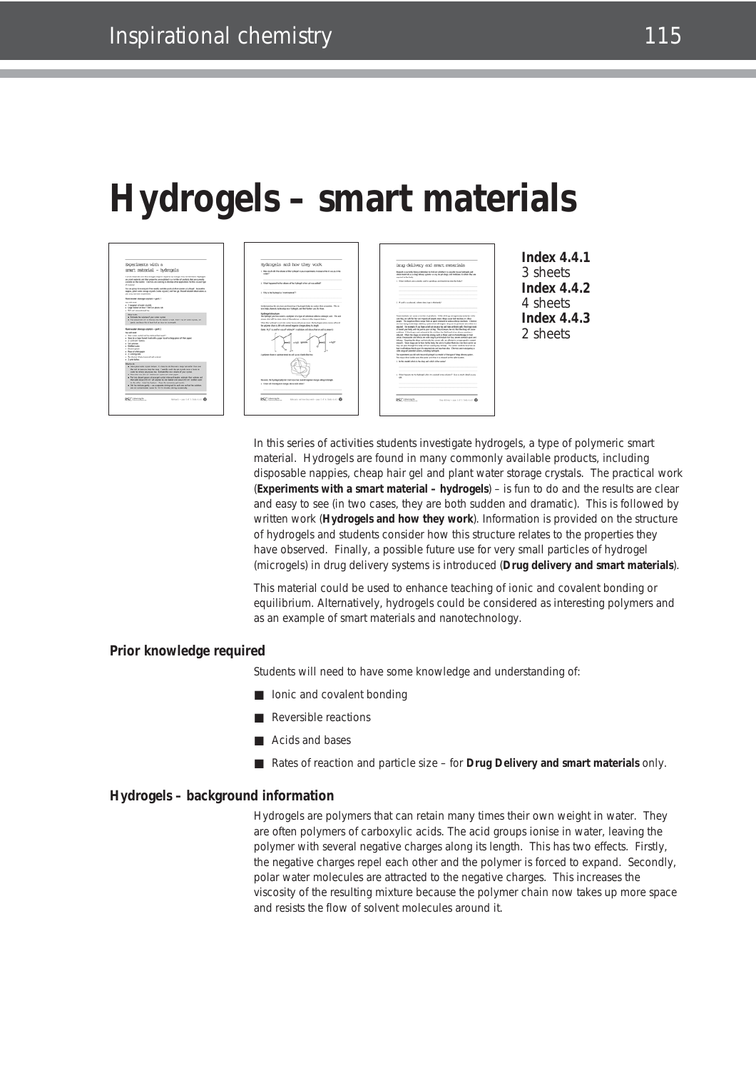# Hydrogels – smart materials

**Index 4.4.1**
3 sheets
**Index 4.4.2**
4 sheets
**Index 4.4.3**
2 sheets

In this series of activities students investigate hydrogels, a type of polymeric smart material. Hydrogels are found in many commonly available products, including disposable nappies, cheap hair gel and plant water storage crystals. The practical work (**Experiments with a smart material – hydrogels**) – is fun to do and the results are clear and easy to see (in two cases, they are both sudden and dramatic). This is followed by written work (**Hydrogels and how they work**). Information is provided on the structure of hydrogels and students consider how this structure relates to the properties they have observed. Finally, a possible future use for very small particles of hydrogel (microgels) in drug delivery systems is introduced (**Drug delivery and smart materials**).

This material could be used to enhance teaching of ionic and covalent bonding or equilibrium. Alternatively, hydrogels could be considered as interesting polymers and as an example of smart materials and nanotechnology.

### Prior knowledge required

Students will need to have some knowledge and understanding of:

- Ionic and covalent bonding
- Reversible reactions
- Acids and bases
- Rates of reaction and particle size – for **Drug Delivery and smart materials** only.

### Hydrogels – background information

Hydrogels are polymers that can retain many times their own weight in water. They are often polymers of carboxylic acids. The acid groups ionise in water, leaving the polymer with several negative charges along its length. This has two effects. Firstly, the negative charges repel each other and the polymer is forced to expand. Secondly, polar water molecules are attracted to the negative charges. This increases the viscosity of the resulting mixture because the polymer chain now takes up more space and resists the flow of solvent molecules around it.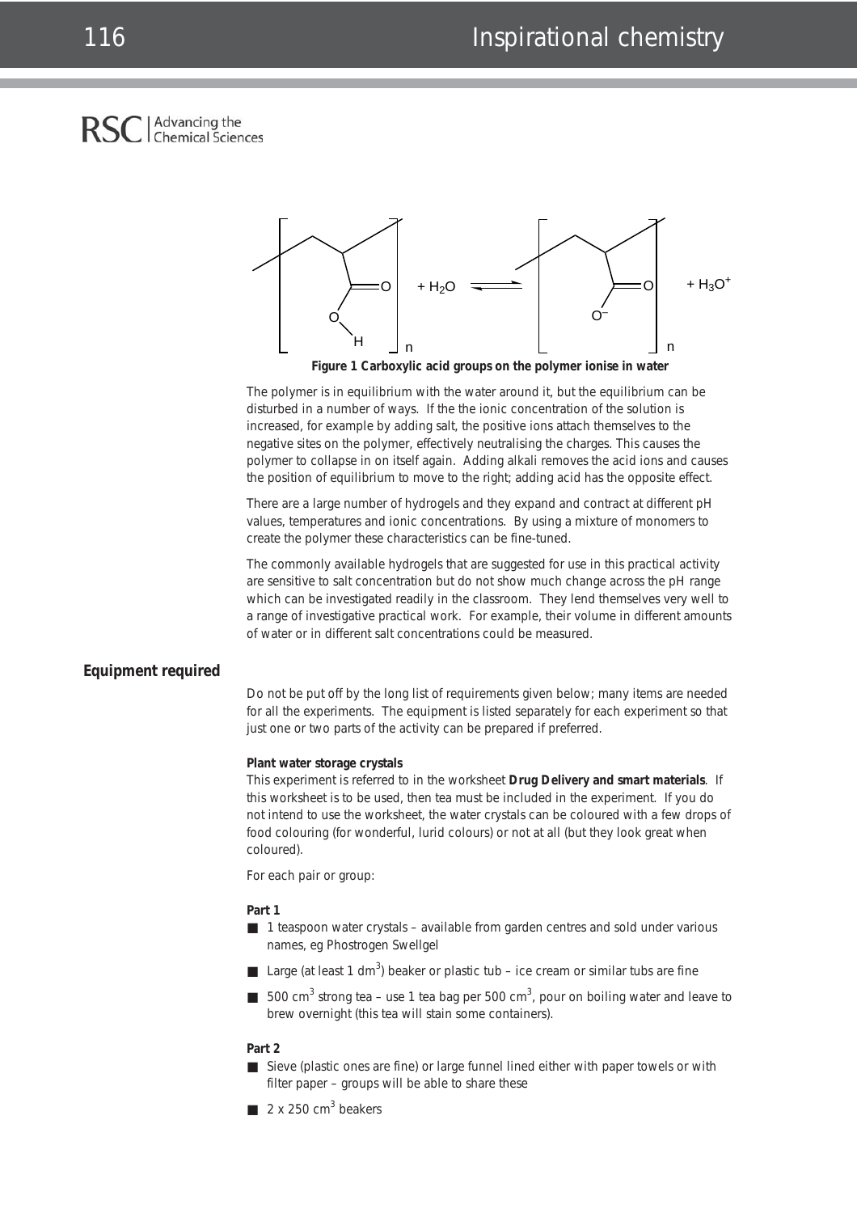Figure 1 Carboxylic acid groups on the polymer ionise in water

The polymer is in equilibrium with the water around it, but the equilibrium can be disturbed in a number of ways. If the the ionic concentration of the solution is increased, for example by adding salt, the positive ions attach themselves to the negative sites on the polymer, effectively neutralising the charges. This causes the polymer to collapse in on itself again. Adding alkali removes the acid ions and causes the position of equilibrium to move to the right; adding acid has the opposite effect.

There are a large number of hydrogels and they expand and contract at different pH values, temperatures and ionic concentrations. By using a mixture of monomers to create the polymer these characteristics can be fine-tuned.

The commonly available hydrogels that are suggested for use in this practical activity are sensitive to salt concentration but do not show much change across the pH range which can be investigated readily in the classroom. They lend themselves very well to a range of investigative practical work. For example, their volume in different amounts of water or in different salt concentrations could be measured.

## Equipment required

Do not be put off by the long list of requirements given below; many items are needed for all the experiments. The equipment is listed separately for each experiment so that just one or two parts of the activity can be prepared if preferred.

**Plant water storage crystals**

This experiment is referred to in the worksheet **Drug Delivery and smart materials**. If this worksheet is to be used, then tea must be included in the experiment. If you do not intend to use the worksheet, the water crystals can be coloured with a few drops of food colouring (for wonderful, lurid colours) or not at all (but they look great when coloured).

For each pair or group:

**Part 1**

- 1 teaspoon water crystals – available from garden centres and sold under various names, eg Phostrogen Swellgel
- Large (at least 1 $dm^3$) beaker or plastic tub – ice cream or similar tubs are fine
- 500 $cm^3$ strong tea – use 1 tea bag per 500 $cm^3$, pour on boiling water and leave to brew overnight (this tea will stain some containers).

**Part 2**

- Sieve (plastic ones are fine) or large funnel lined either with paper towels or with filter paper – groups will be able to share these
- 2 x 250 $cm^3$ beakers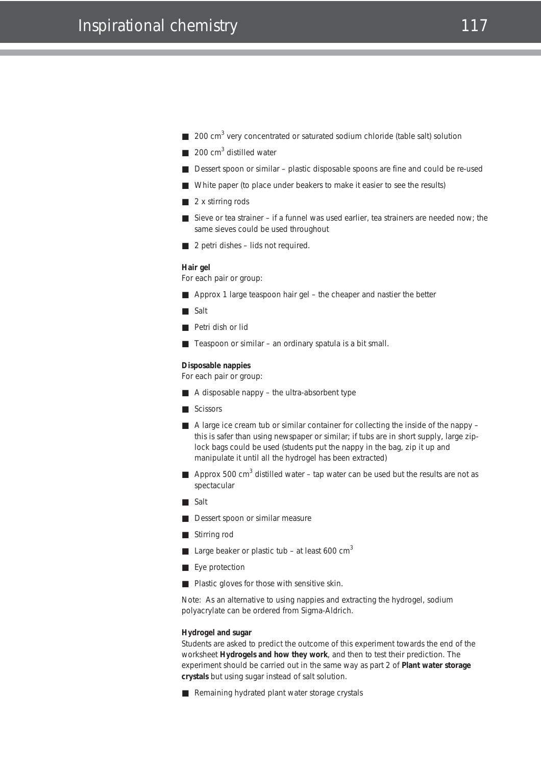- 200 $cm^3$ very concentrated or saturated sodium chloride (table salt) solution
- 200 $cm^3$ distilled water
- Dessert spoon or similar – plastic disposable spoons are fine and could be re-used
- White paper (to place under beakers to make it easier to see the results)
- 2 x stirring rods
- Sieve or tea strainer – if a funnel was used earlier, tea strainers are needed now; the same sieves could be used throughout
- 2 petri dishes – lids not required.

**Hair gel**
For each pair or group:

- Approx 1 large teaspoon hair gel – the cheaper and nastier the better
- Salt
- Petri dish or lid
- Teaspoon or similar – an ordinary spatula is a bit small.

**Disposable nappies**
For each pair or group:

- A disposable nappy – the ultra-absorbent type
- Scissors
- A large ice cream tub or similar container for collecting the inside of the nappy – this is safer than using newspaper or similar; if tubs are in short supply, large zip-lock bags could be used (students put the nappy in the bag, zip it up and manipulate it until all the hydrogel has been extracted)
- Approx 500 $cm^3$ distilled water – tap water can be used but the results are not as spectacular
- Salt
- Dessert spoon or similar measure
- Stirring rod
- Large beaker or plastic tub – at least 600 $cm^3$
- Eye protection
- Plastic gloves for those with sensitive skin.

Note: As an alternative to using nappies and extracting the hydrogel, sodium polyacrylate can be ordered from Sigma-Aldrich.

**Hydrogel and sugar**
Students are asked to predict the outcome of this experiment towards the end of the worksheet **Hydrogels and how they work**, and then to test their prediction. The experiment should be carried out in the same way as part 2 of **Plant water storage crystals** but using sugar instead of salt solution.

- Remaining hydrated plant water storage crystals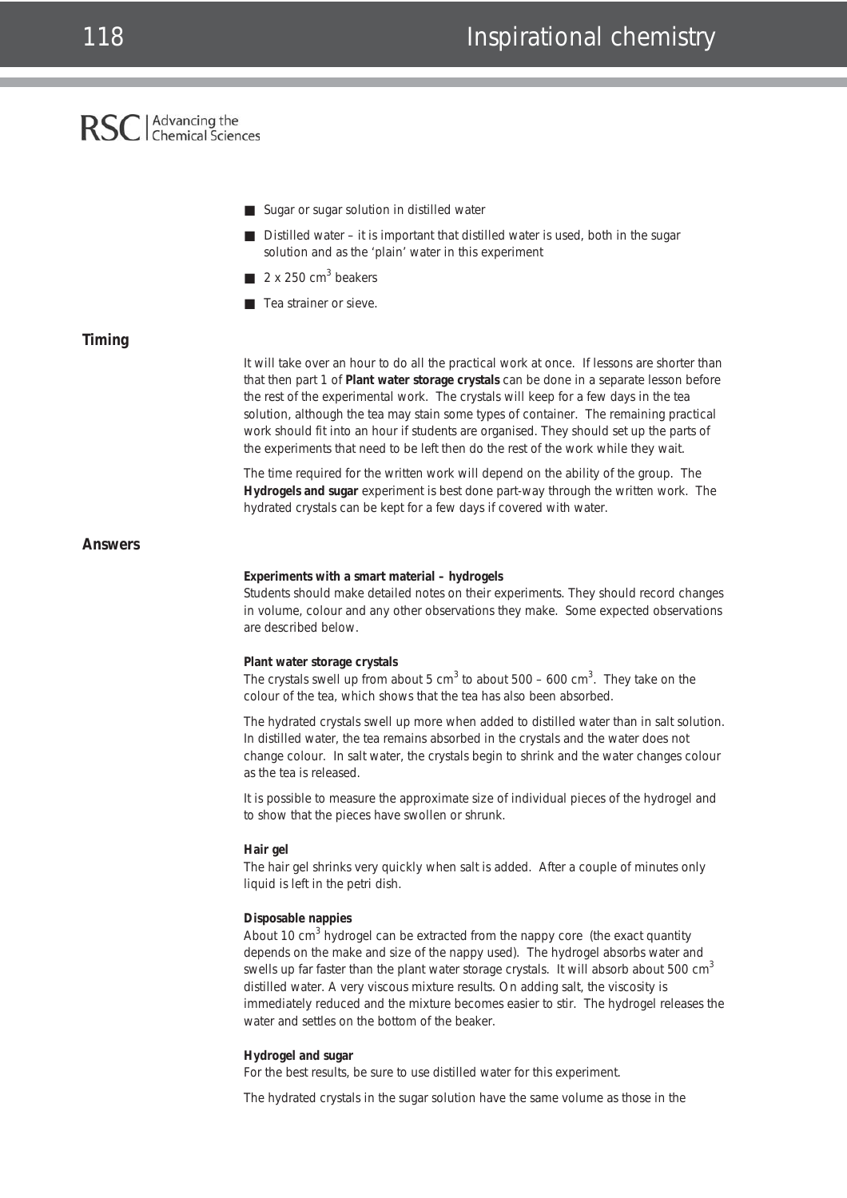- Sugar or sugar solution in distilled water
- Distilled water – it is important that distilled water is used, both in the sugar solution and as the 'plain' water in this experiment
- 2 x 250 $cm^3$ beakers
- Tea strainer or sieve.

## Timing

It will take over an hour to do all the practical work at once. If lessons are shorter than that then part 1 of **Plant water storage crystals** can be done in a separate lesson before the rest of the experimental work. The crystals will keep for a few days in the tea solution, although the tea may stain some types of container. The remaining practical work should fit into an hour if students are organised. They should set up the parts of the experiments that need to be left then do the rest of the work while they wait.

The time required for the written work will depend on the ability of the group. The **Hydrogels and sugar** experiment is best done part-way through the written work. The hydrated crystals can be kept for a few days if covered with water.

## Answers

**Experiments with a smart material – hydrogels**
Students should make detailed notes on their experiments. They should record changes in volume, colour and any other observations they make. Some expected observations are described below.

**Plant water storage crystals**
The crystals swell up from about 5 $cm^3$ to about 500 – 600 $cm^3$. They take on the colour of the tea, which shows that the tea has also been absorbed.

The hydrated crystals swell up more when added to distilled water than in salt solution. In distilled water, the tea remains absorbed in the crystals and the water does not change colour. In salt water, the crystals begin to shrink and the water changes colour as the tea is released.

It is possible to measure the approximate size of individual pieces of the hydrogel and to show that the pieces have swollen or shrunk.

**Hair gel**
The hair gel shrinks very quickly when salt is added. After a couple of minutes only liquid is left in the petri dish.

**Disposable nappies**
About 10 $cm^3$ hydrogel can be extracted from the nappy core (the exact quantity depends on the make and size of the nappy used). The hydrogel absorbs water and swells up far faster than the plant water storage crystals. It will absorb about 500 $cm^3$ distilled water. A very viscous mixture results. On adding salt, the viscosity is immediately reduced and the mixture becomes easier to stir. The hydrogel releases the water and settles on the bottom of the beaker.

**Hydrogel and sugar**
For the best results, be sure to use distilled water for this experiment.

The hydrated crystals in the sugar solution have the same volume as those in the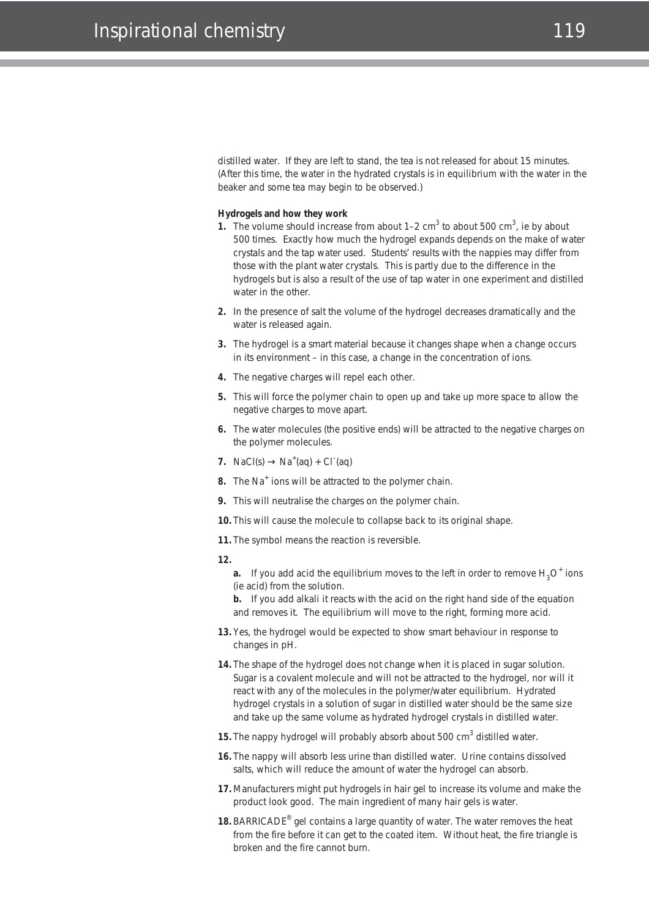distilled water. If they are left to stand, the tea is not released for about 15 minutes. (After this time, the water in the hydrated crystals is in equilibrium with the water in the beaker and some tea may begin to be observed.)

**Hydrogels and how they work**

1. The volume should increase from about 1–2 $cm^3$ to about 500 $cm^3$, ie by about 500 times. Exactly how much the hydrogel expands depends on the make of water crystals and the tap water used. Students' results with the nappies may differ from those with the plant water crystals. This is partly due to the difference in the hydrogels but is also a result of the use of tap water in one experiment and distilled water in the other.
2. In the presence of salt the volume of the hydrogel decreases dramatically and the water is released again.
3. The hydrogel is a smart material because it changes shape when a change occurs in its environment – in this case, a change in the concentration of ions.
4. The negative charges will repel each other.
5. This will force the polymer chain to open up and take up more space to allow the negative charges to move apart.
6. The water molecules (the positive ends) will be attracted to the negative charges on the polymer molecules.
7. $NaCl(s) \rightarrow Na^+(aq) + Cl^-(aq)$
8. The $Na^+$ ions will be attracted to the polymer chain.
9. This will neutralise the charges on the polymer chain.
10. This will cause the molecule to collapse back to its original shape.
11. The symbol means the reaction is reversible.
12.
    **a.** If you add acid the equilibrium moves to the left in order to remove $H_3O^+$ ions (ie acid) from the solution.
    **b.** If you add alkali it reacts with the acid on the right hand side of the equation and removes it. The equilibrium will move to the right, forming more acid.
13. Yes, the hydrogel would be expected to show smart behaviour in response to changes in pH.
14. The shape of the hydrogel does not change when it is placed in sugar solution. Sugar is a covalent molecule and will not be attracted to the hydrogel, nor will it react with any of the molecules in the polymer/water equilibrium. Hydrated hydrogel crystals in a solution of sugar in distilled water should be the same size and take up the same volume as hydrated hydrogel crystals in distilled water.
15. The nappy hydrogel will probably absorb about 500 $cm^3$ distilled water.
16. The nappy will absorb less urine than distilled water. Urine contains dissolved salts, which will reduce the amount of water the hydrogel can absorb.
17. Manufacturers might put hydrogels in hair gel to increase its volume and make the product look good. The main ingredient of many hair gels is water.
18. BARRICADE® gel contains a large quantity of water. The water removes the heat from the fire before it can get to the coated item. Without heat, the fire triangle is broken and the fire cannot burn.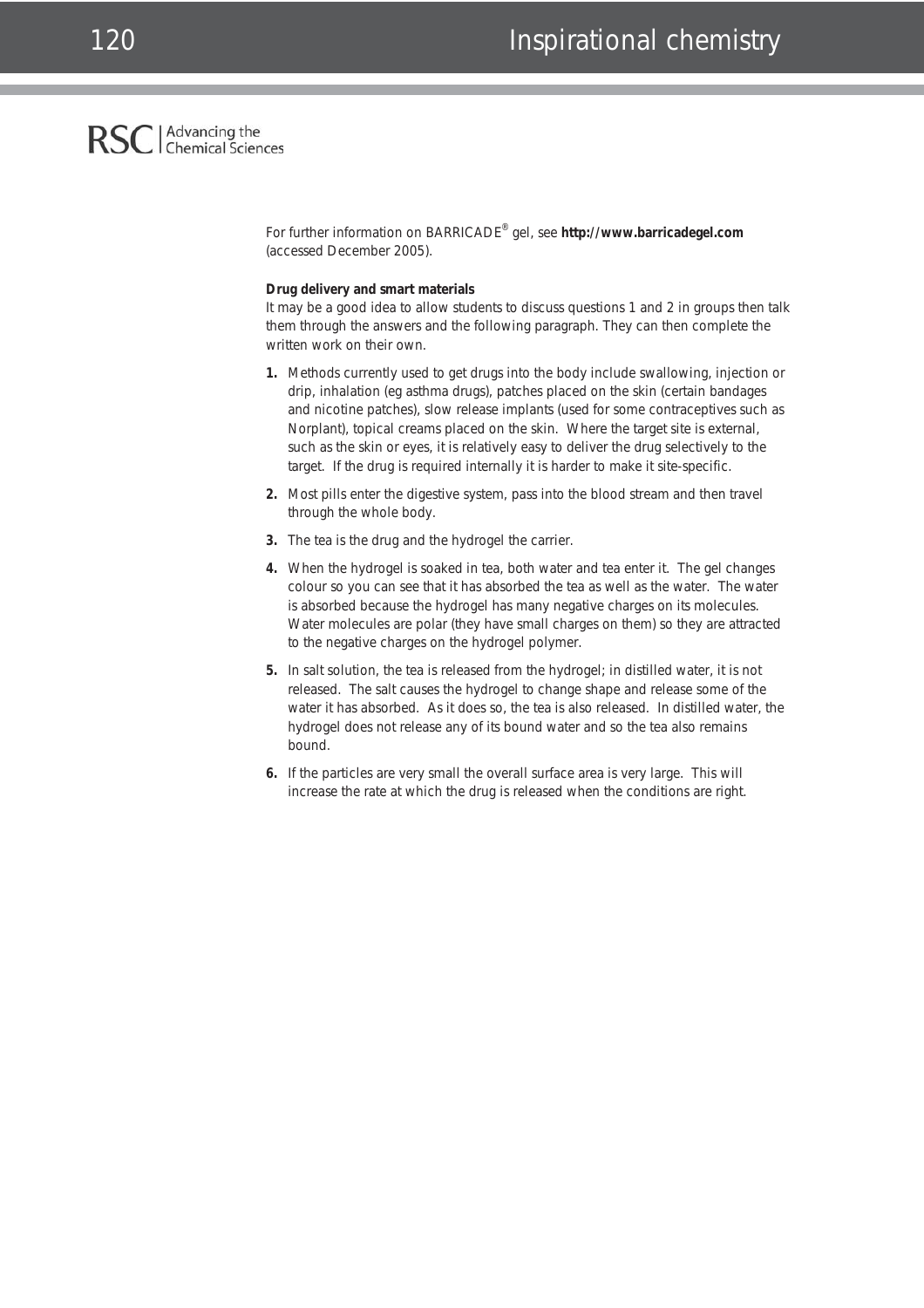For further information on BARRICADE® gel, see **http://www.barricadegel.com** (accessed December 2005).

**Drug delivery and smart materials**

It may be a good idea to allow students to discuss questions 1 and 2 in groups then talk them through the answers and the following paragraph. They can then complete the written work on their own.

1. Methods currently used to get drugs into the body include swallowing, injection or drip, inhalation (eg asthma drugs), patches placed on the skin (certain bandages and nicotine patches), slow release implants (used for some contraceptives such as Norplant), topical creams placed on the skin. Where the target site is external, such as the skin or eyes, it is relatively easy to deliver the drug selectively to the target. If the drug is required internally it is harder to make it site-specific.

2. Most pills enter the digestive system, pass into the blood stream and then travel through the whole body.

3. The tea is the drug and the hydrogel the carrier.

4. When the hydrogel is soaked in tea, both water and tea enter it. The gel changes colour so you can see that it has absorbed the tea as well as the water. The water is absorbed because the hydrogel has many negative charges on its molecules. Water molecules are polar (they have small charges on them) so they are attracted to the negative charges on the hydrogel polymer.

5. In salt solution, the tea is released from the hydrogel; in distilled water, it is not released. The salt causes the hydrogel to change shape and release some of the water it has absorbed. As it does so, the tea is also released. In distilled water, the hydrogel does not release any of its bound water and so the tea also remains bound.

6. If the particles are very small the overall surface area is very large. This will increase the rate at which the drug is released when the conditions are right.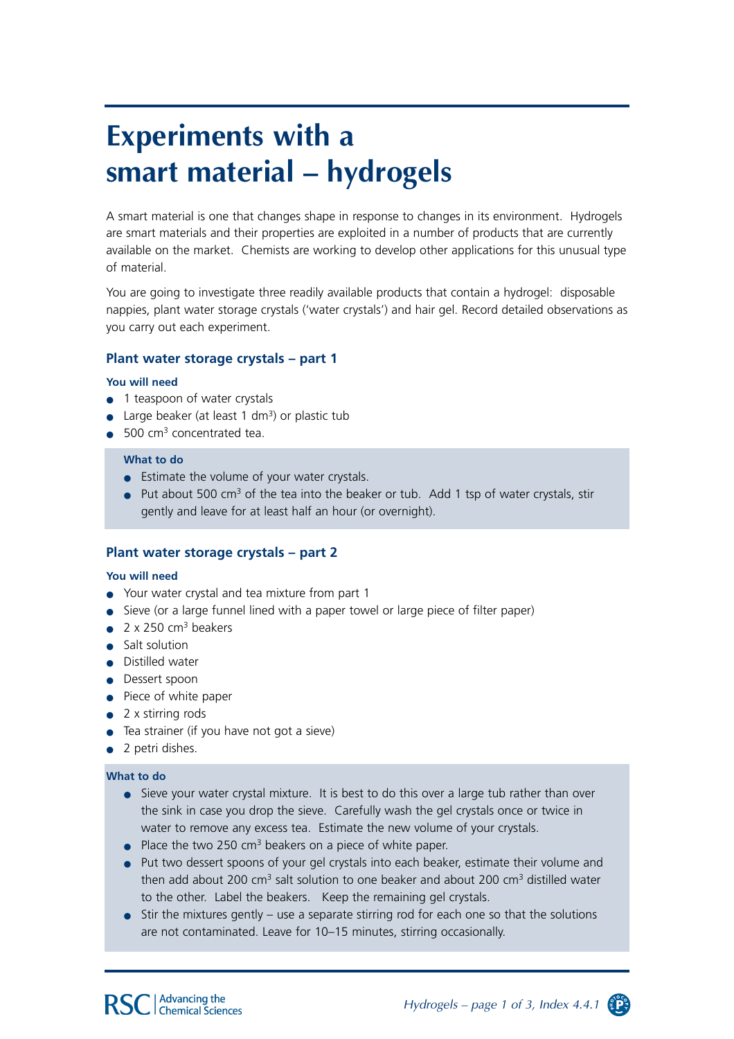# Experiments with a smart material – hydrogels

A smart material is one that changes shape in response to changes in its environment. Hydrogels are smart materials and their properties are exploited in a number of products that are currently available on the market. Chemists are working to develop other applications for this unusual type of material.

You are going to investigate three readily available products that contain a hydrogel: disposable nappies, plant water storage crystals ('water crystals') and hair gel. Record detailed observations as you carry out each experiment.

## Plant water storage crystals – part 1

### You will need

- 1 teaspoon of water crystals
- Large beaker (at least 1 $dm^3$) or plastic tub
- 500 $cm^3$ concentrated tea.

### What to do

- Estimate the volume of your water crystals.
- Put about 500 $cm^3$ of the tea into the beaker or tub. Add 1 tsp of water crystals, stir gently and leave for at least half an hour (or overnight).

## Plant water storage crystals – part 2

### You will need

- Your water crystal and tea mixture from part 1
- Sieve (or a large funnel lined with a paper towel or large piece of filter paper)
- 2 x 250 $cm^3$ beakers
- Salt solution
- Distilled water
- Dessert spoon
- Piece of white paper
- 2 x stirring rods
- Tea strainer (if you have not got a sieve)
- 2 petri dishes.

### What to do

- Sieve your water crystal mixture. It is best to do this over a large tub rather than over the sink in case you drop the sieve. Carefully wash the gel crystals once or twice in water to remove any excess tea. Estimate the new volume of your crystals.
- Place the two 250 $cm^3$ beakers on a piece of white paper.
- Put two dessert spoons of your gel crystals into each beaker, estimate their volume and then add about 200 $cm^3$ salt solution to one beaker and about 200 $cm^3$ distilled water to the other. Label the beakers. Keep the remaining gel crystals.
- Stir the mixtures gently – use a separate stirring rod for each one so that the solutions are not contaminated. Leave for 10–15 minutes, stirring occasionally.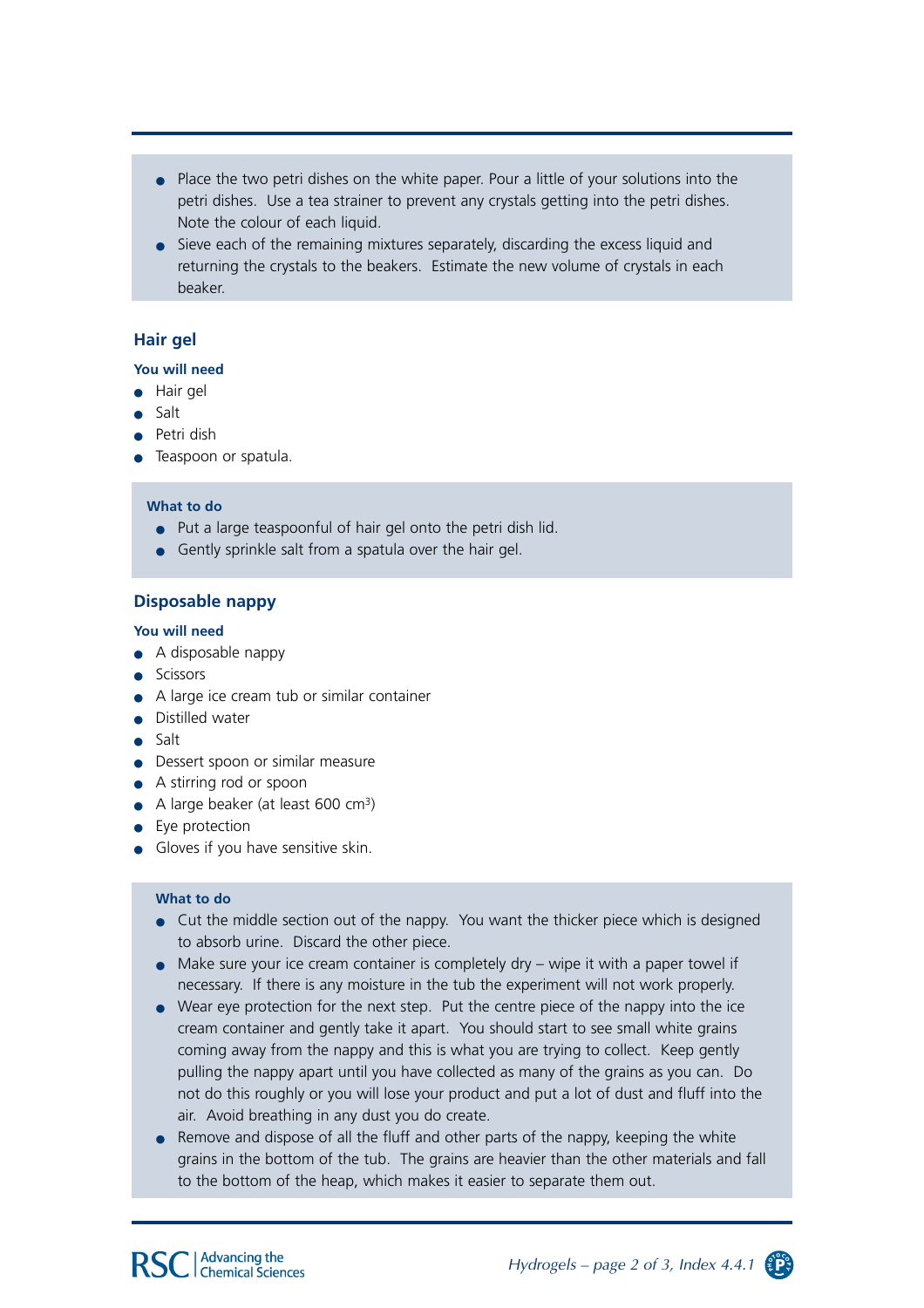- Place the two petri dishes on the white paper. Pour a little of your solutions into the petri dishes. Use a tea strainer to prevent any crystals getting into the petri dishes. Note the colour of each liquid.
- Sieve each of the remaining mixtures separately, discarding the excess liquid and returning the crystals to the beakers. Estimate the new volume of crystals in each beaker.

## Hair gel

### You will need

- Hair gel
- Salt
- Petri dish
- Teaspoon or spatula.

### What to do

- Put a large teaspoonful of hair gel onto the petri dish lid.
- Gently sprinkle salt from a spatula over the hair gel.

## Disposable nappy

### You will need

- A disposable nappy
- Scissors
- A large ice cream tub or similar container
- Distilled water
- Salt
- Dessert spoon or similar measure
- A stirring rod or spoon
- A large beaker (at least 600 $cm^3$)
- Eye protection
- Gloves if you have sensitive skin.

### What to do

- Cut the middle section out of the nappy. You want the thicker piece which is designed to absorb urine. Discard the other piece.
- Make sure your ice cream container is completely dry – wipe it with a paper towel if necessary. If there is any moisture in the tub the experiment will not work properly.
- Wear eye protection for the next step. Put the centre piece of the nappy into the ice cream container and gently take it apart. You should start to see small white grains coming away from the nappy and this is what you are trying to collect. Keep gently pulling the nappy apart until you have collected as many of the grains as you can. Do not do this roughly or you will lose your product and put a lot of dust and fluff into the air. Avoid breathing in any dust you do create.
- Remove and dispose of all the fluff and other parts of the nappy, keeping the white grains in the bottom of the tub. The grains are heavier than the other materials and fall to the bottom of the heap, which makes it easier to separate them out.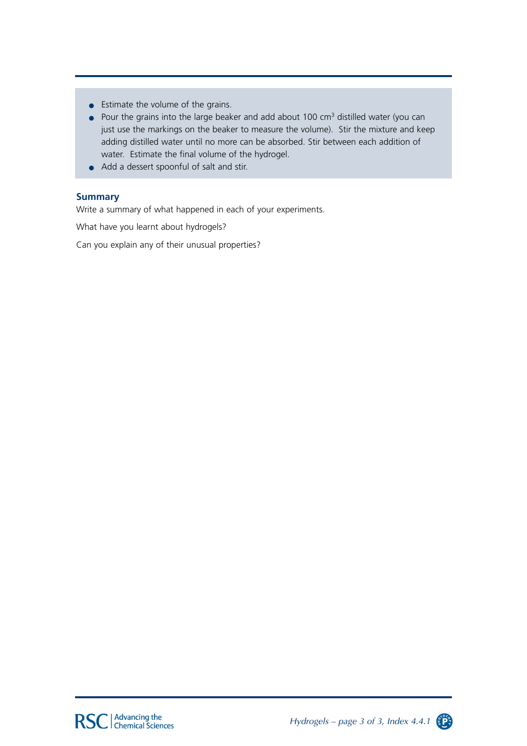- Estimate the volume of the grains.
- Pour the grains into the large beaker and add about 100 $cm^3$ distilled water (you can just use the markings on the beaker to measure the volume). Stir the mixture and keep adding distilled water until no more can be absorbed. Stir between each addition of water. Estimate the final volume of the hydrogel.
- Add a dessert spoonful of salt and stir.

### Summary

Write a summary of what happened in each of your experiments.

What have you learnt about hydrogels?

Can you explain any of their unusual properties?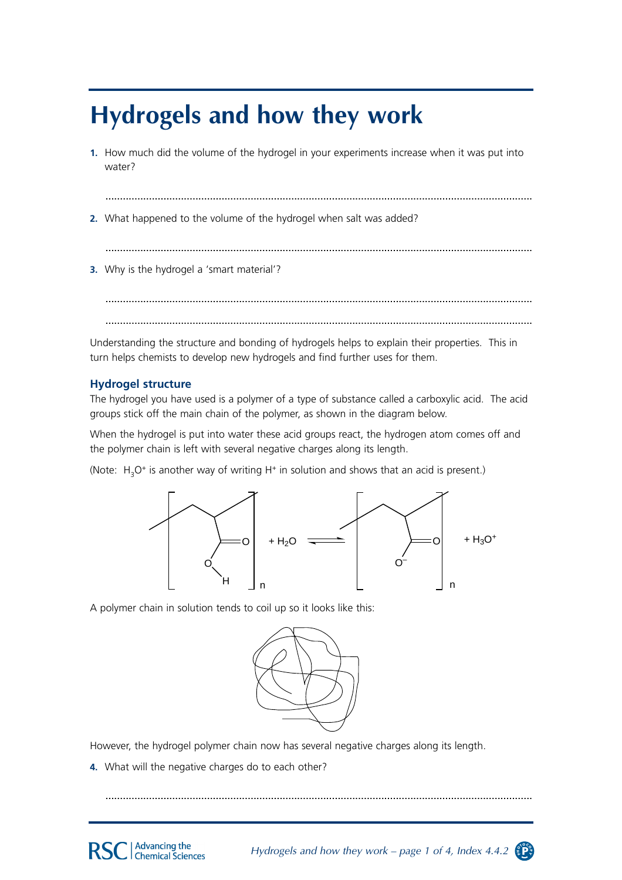# Hydrogels and how they work

1. How much did the volume of the hydrogel in your experiments increase when it was put into water?

   ..............................................................................................................................................

2. What happened to the volume of the hydrogel when salt was added?

   ..............................................................................................................................................

3. Why is the hydrogel a 'smart material'?

   ..............................................................................................................................................

   ..............................................................................................................................................

Understanding the structure and bonding of hydrogels helps to explain their properties. This in turn helps chemists to develop new hydrogels and find further uses for them.

### Hydrogel structure

The hydrogel you have used is a polymer of a type of substance called a carboxylic acid. The acid groups stick off the main chain of the polymer, as shown in the diagram below.

When the hydrogel is put into water these acid groups react, the hydrogen atom comes off and the polymer chain is left with several negative charges along its length.

(Note: $H_3O^+$ is another way of writing $H^+$ in solution and shows that an acid is present.)

$$[-CH_2-CH(COOH)-]_n + H_2O \rightleftharpoons [-CH_2-CH(COO^-)-]_n + H_3O^+$$

A polymer chain in solution tends to coil up so it looks like this:

However, the hydrogel polymer chain now has several negative charges along its length.

4. What will the negative charges do to each other?

   ..............................................................................................................................................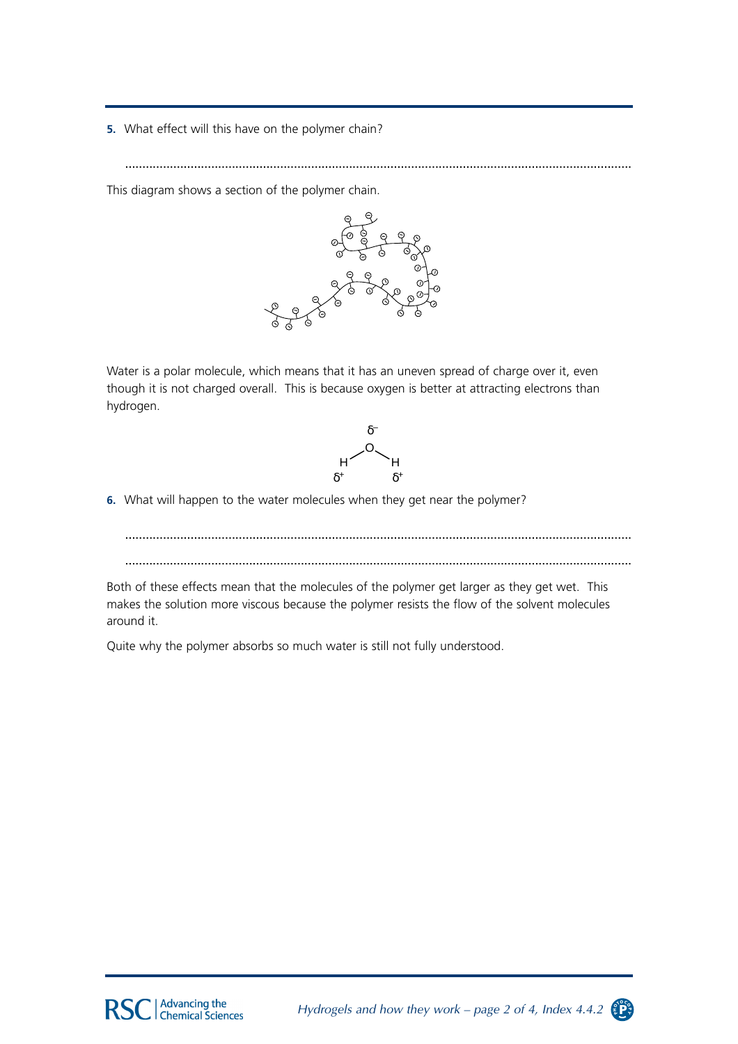**5.** What effect will this have on the polymer chain?

..........................................................................................................................................

This diagram shows a section of the polymer chain.

Water is a polar molecule, which means that it has an uneven spread of charge over it, even though it is not charged overall. This is because oxygen is better at attracting electrons than hydrogen.

$$\overset{\delta^-}{O}$$
$$H^{\delta^+} \quad H^{\delta^+}$$

**6.** What will happen to the water molecules when they get near the polymer?

..........................................................................................................................................

..........................................................................................................................................

Both of these effects mean that the molecules of the polymer get larger as they get wet. This makes the solution more viscous because the polymer resists the flow of the solvent molecules around it.

Quite why the polymer absorbs so much water is still not fully understood.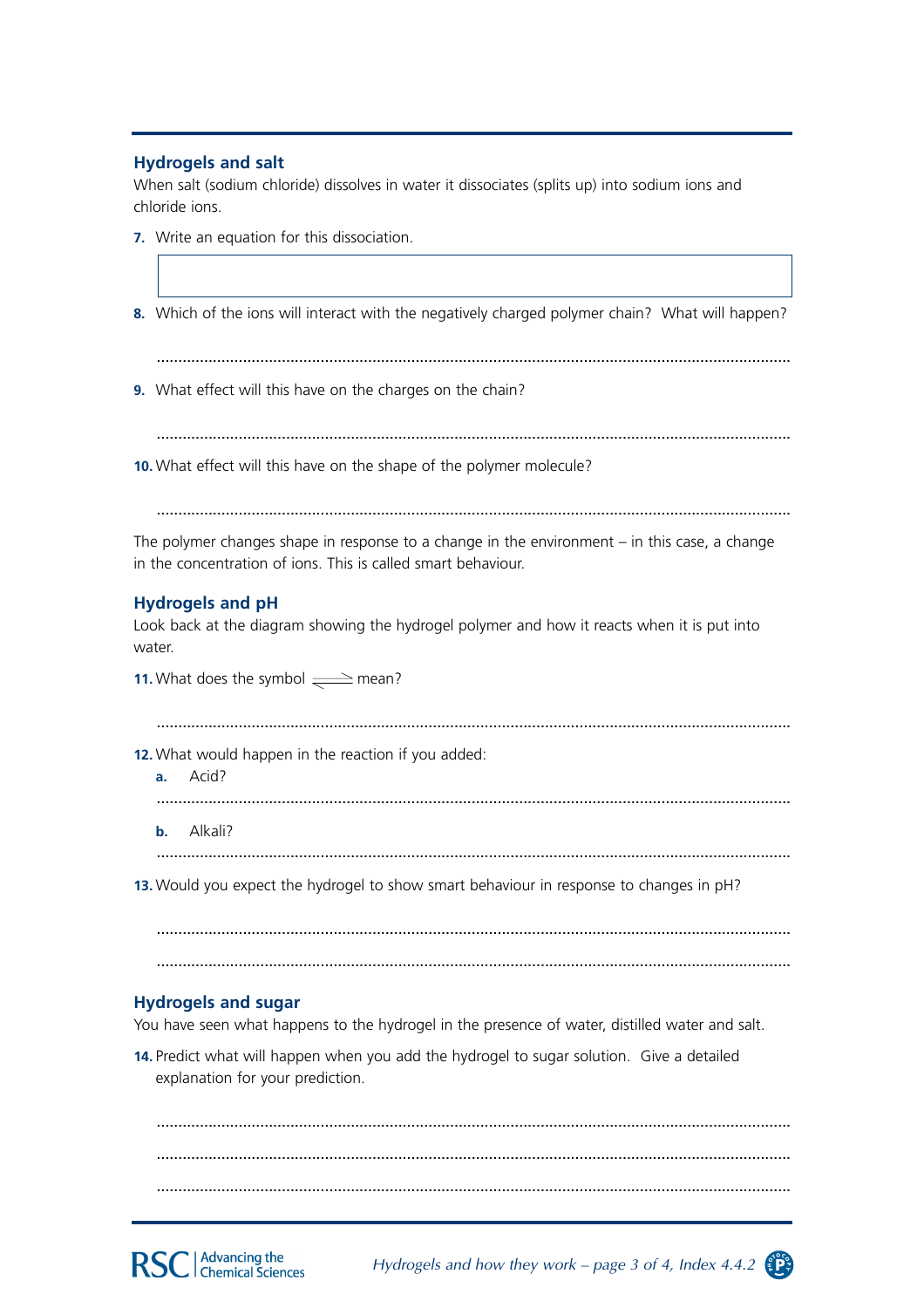## Hydrogels and salt

When salt (sodium chloride) dissolves in water it dissociates (splits up) into sodium ions and chloride ions.

**7.** Write an equation for this dissociation.

**8.** Which of the ions will interact with the negatively charged polymer chain? What will happen?

..........................................................................................................................................

**9.** What effect will this have on the charges on the chain?

..........................................................................................................................................

**10.** What effect will this have on the shape of the polymer molecule?

..........................................................................................................................................

The polymer changes shape in response to a change in the environment – in this case, a change in the concentration of ions. This is called smart behaviour.

## Hydrogels and pH

Look back at the diagram showing the hydrogel polymer and how it reacts when it is put into water.

**11.** What does the symbol $\rightleftharpoons$ mean?

..........................................................................................................................................

**12.** What would happen in the reaction if you added:

**a.** Acid?

..........................................................................................................................................

**b.** Alkali?

..........................................................................................................................................

**13.** Would you expect the hydrogel to show smart behaviour in response to changes in pH?

..........................................................................................................................................

..........................................................................................................................................

## Hydrogels and sugar

You have seen what happens to the hydrogel in the presence of water, distilled water and salt.

**14.** Predict what will happen when you add the hydrogel to sugar solution. Give a detailed explanation for your prediction.

..........................................................................................................................................

..........................................................................................................................................

..........................................................................................................................................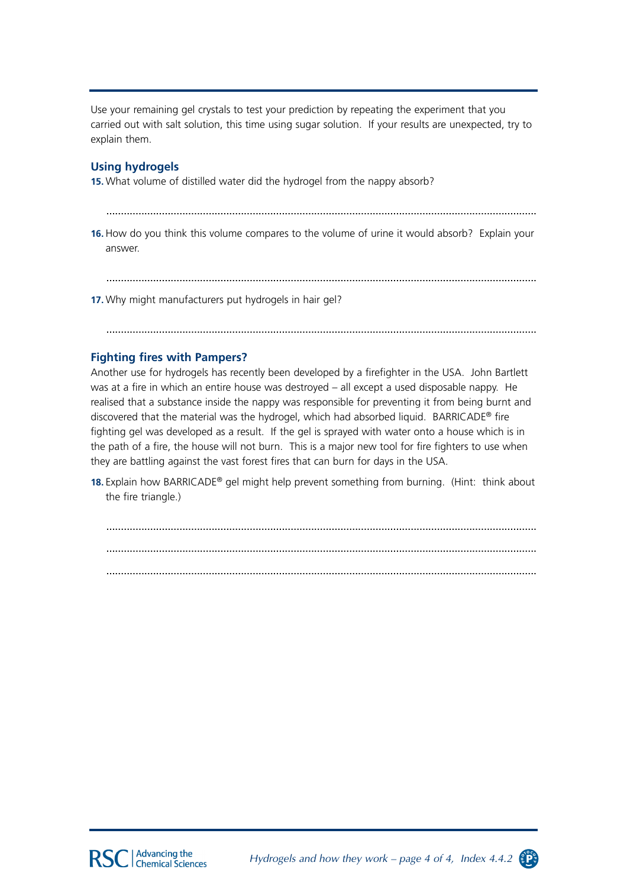Use your remaining gel crystals to test your prediction by repeating the experiment that you carried out with salt solution, this time using sugar solution. If your results are unexpected, try to explain them.

## Using hydrogels

**15.** What volume of distilled water did the hydrogel from the nappy absorb?

..........................................................................................................................................

**16.** How do you think this volume compares to the volume of urine it would absorb? Explain your answer.

..........................................................................................................................................

**17.** Why might manufacturers put hydrogels in hair gel?

..........................................................................................................................................

## Fighting fires with Pampers?

Another use for hydrogels has recently been developed by a firefighter in the USA. John Bartlett was at a fire in which an entire house was destroyed – all except a used disposable nappy. He realised that a substance inside the nappy was responsible for preventing it from being burnt and discovered that the material was the hydrogel, which had absorbed liquid. BARRICADE® fire fighting gel was developed as a result. If the gel is sprayed with water onto a house which is in the path of a fire, the house will not burn. This is a major new tool for fire fighters to use when they are battling against the vast forest fires that can burn for days in the USA.

**18.** Explain how BARRICADE® gel might help prevent something from burning. (Hint: think about the fire triangle.)

..........................................................................................................................................

..........................................................................................................................................

..........................................................................................................................................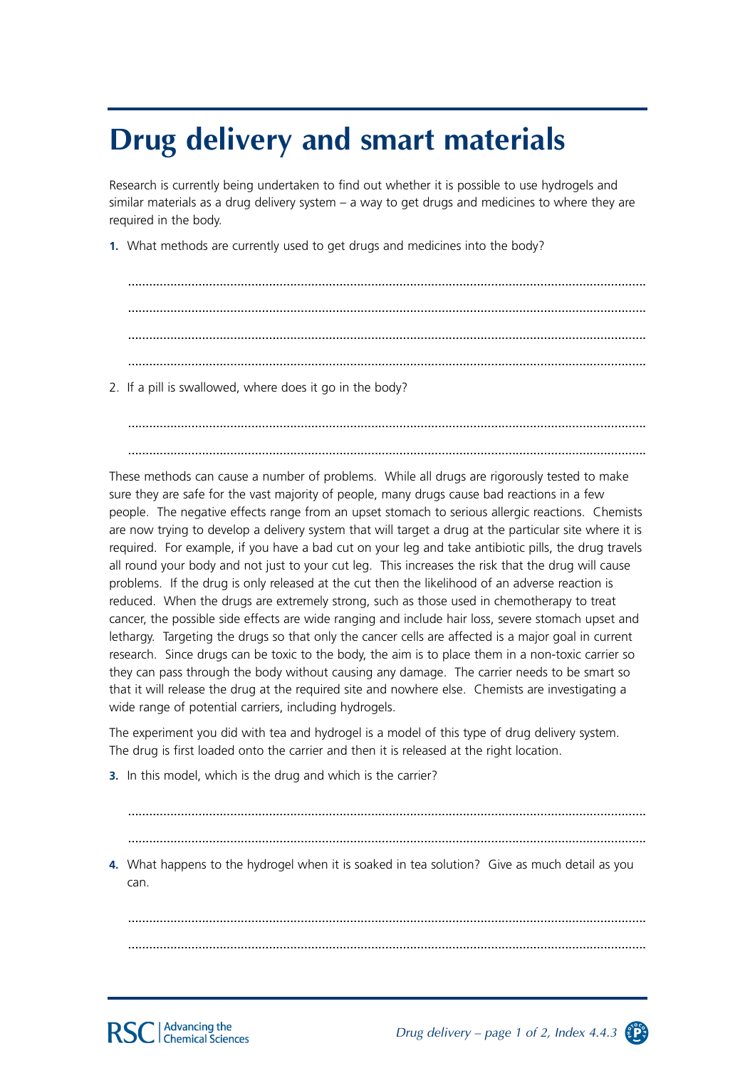# Drug delivery and smart materials

Research is currently being undertaken to find out whether it is possible to use hydrogels and similar materials as a drug delivery system – a way to get drugs and medicines to where they are required in the body.

**1.** What methods are currently used to get drugs and medicines into the body?

.............................................................................................................................................

.............................................................................................................................................

.............................................................................................................................................

.............................................................................................................................................

2. If a pill is swallowed, where does it go in the body?

.............................................................................................................................................

.............................................................................................................................................

These methods can cause a number of problems. While all drugs are rigorously tested to make sure they are safe for the vast majority of people, many drugs cause bad reactions in a few people. The negative effects range from an upset stomach to serious allergic reactions. Chemists are now trying to develop a delivery system that will target a drug at the particular site where it is required. For example, if you have a bad cut on your leg and take antibiotic pills, the drug travels all round your body and not just to your cut leg. This increases the risk that the drug will cause problems. If the drug is only released at the cut then the likelihood of an adverse reaction is reduced. When the drugs are extremely strong, such as those used in chemotherapy to treat cancer, the possible side effects are wide ranging and include hair loss, severe stomach upset and lethargy. Targeting the drugs so that only the cancer cells are affected is a major goal in current research. Since drugs can be toxic to the body, the aim is to place them in a non-toxic carrier so they can pass through the body without causing any damage. The carrier needs to be smart so that it will release the drug at the required site and nowhere else. Chemists are investigating a wide range of potential carriers, including hydrogels.

The experiment you did with tea and hydrogel is a model of this type of drug delivery system. The drug is first loaded onto the carrier and then it is released at the right location.

**3.** In this model, which is the drug and which is the carrier?

.............................................................................................................................................

.............................................................................................................................................

**4.** What happens to the hydrogel when it is soaked in tea solution? Give as much detail as you can.

.............................................................................................................................................

.............................................................................................................................................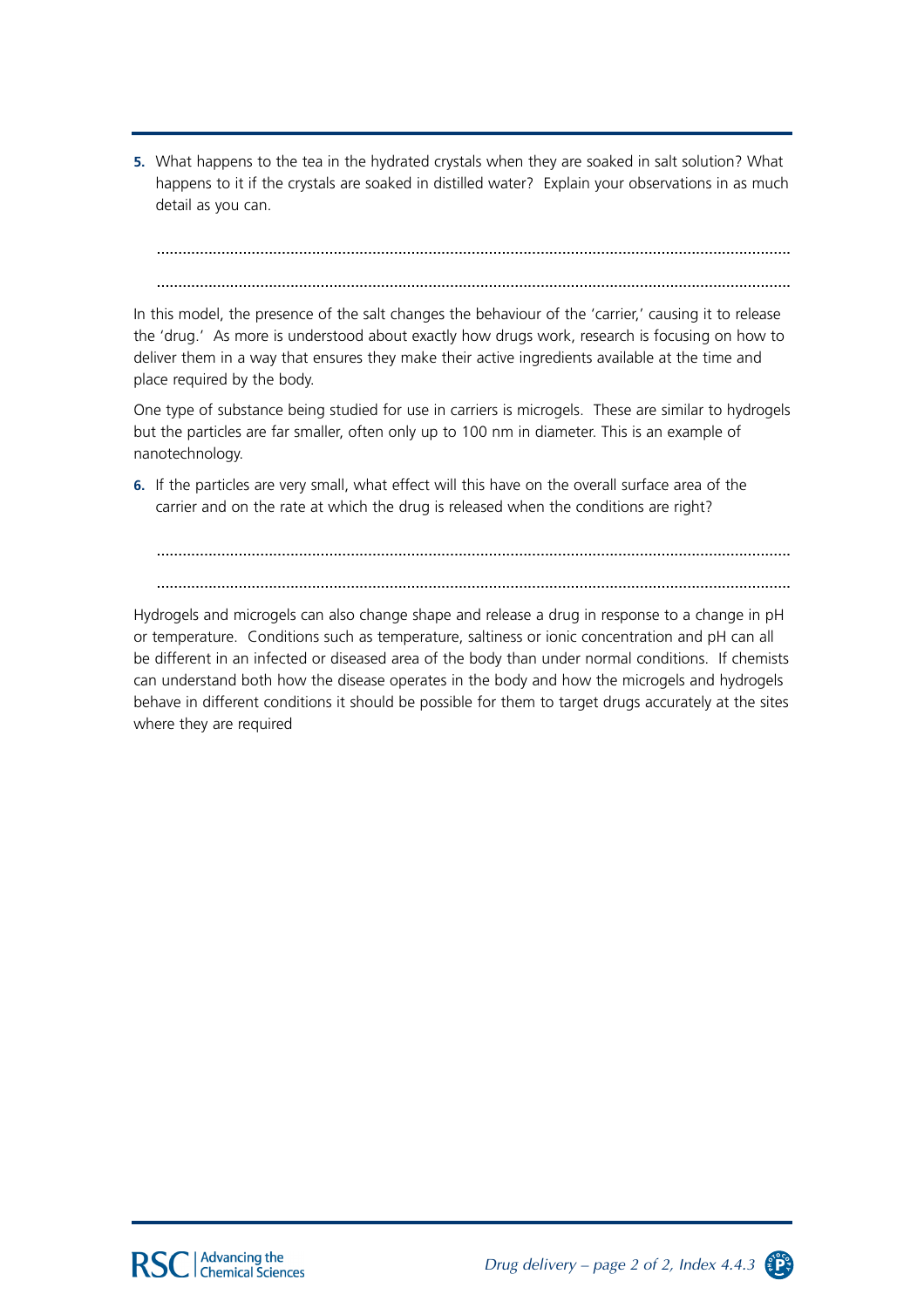**5.** What happens to the tea in the hydrated crystals when they are soaked in salt solution? What happens to it if the crystals are soaked in distilled water? Explain your observations in as much detail as you can.

..........................................................................................................................................

..........................................................................................................................................

In this model, the presence of the salt changes the behaviour of the 'carrier,' causing it to release the 'drug.' As more is understood about exactly how drugs work, research is focusing on how to deliver them in a way that ensures they make their active ingredients available at the time and place required by the body.

One type of substance being studied for use in carriers is microgels. These are similar to hydrogels but the particles are far smaller, often only up to 100 nm in diameter. This is an example of nanotechnology.

**6.** If the particles are very small, what effect will this have on the overall surface area of the carrier and on the rate at which the drug is released when the conditions are right?

..........................................................................................................................................

..........................................................................................................................................

Hydrogels and microgels can also change shape and release a drug in response to a change in pH or temperature. Conditions such as temperature, saltiness or ionic concentration and pH can all be different in an infected or diseased area of the body than under normal conditions. If chemists can understand both how the disease operates in the body and how the microgels and hydrogels behave in different conditions it should be possible for them to target drugs accurately at the sites where they are required